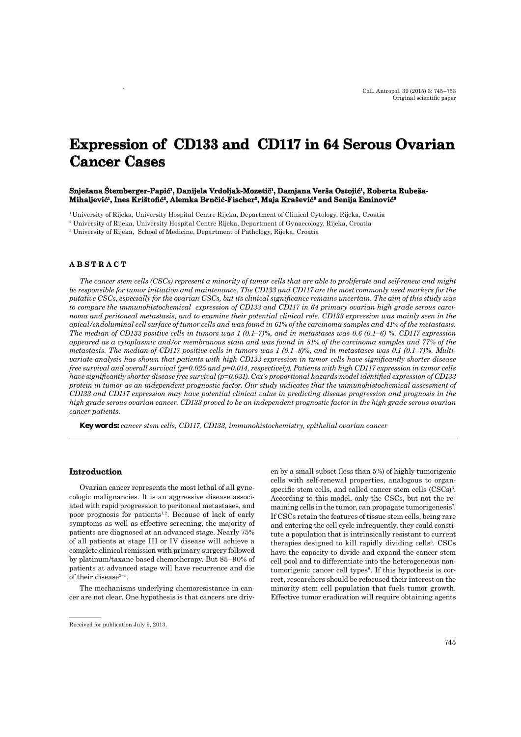# Expression of CD133 and CD117 in 64 Serous Ovarian Cancer Cases

**Snježana Štemberger-Papić[1], Danijela Vrdoljak-Mozetič[1], Damjana Verša Ostojić[1], Roberta Rubeša-Mihaljević[1], Ines Krištofić[2], Alemka Brnčić-Fischer[2], Maja Krašević[3] and Senija Eminović[3]**

[1] University of Rijeka, University Hospital Centre Rijeka, Department of Clinical Cytology, Rijeka, Croatia

[2] University of Rijeka, University Hospital Centre Rijeka, Department of Gynaecology, Rijeka, Croatia

[3] University of Rijeka, School of Medicine, Department of Pathology, Rijeka, Croatia

## ABSTRACT

*The cancer stem cells (CSCs) represent a minority of tumor cells that are able to proliferate and self-renew and might be responsible for tumor initiation and maintenance. The CD133 and CD117 are the most commonly used markers for the putative CSCs, especially for the ovarian CSCs, but its clinical significance remains uncertain. The aim of this study was to compare the immunohistochemical expression of CD133 and CD117 in 64 primary ovarian high grade serous carcinoma and peritoneal metastasis, and to examine their potential clinical role. CD133 expression was mainly seen in the apical/endoluminal cell surface of tumor cells and was found in 61% of the carcinoma samples and 41% of the metastasis. The median of CD133 positive cells in tumors was 1 (0.1–7)%, and in metastases was 0.6 (0.1–6) %. CD117 expression appeared as a cytoplasmic and/or membranous stain and was found in 81% of the carcinoma samples and 77% of the metastasis. The median of CD117 positive cells in tumors was 1 (0.1–8)%, and in metastases was 0.1 (0.1–7)%. Multivariate analysis has shown that patients with high CD133 expression in tumor cells have significantly shorter disease free survival and overall survival (p=0.025 and p=0.014, respectively). Patients with high CD117 expression in tumor cells have significantly shorter disease free survival (p=0.031). Cox's proportional hazards model identified expression of CD133 protein in tumor as an independent prognostic factor. Our study indicates that the immunohistochemical assessment of CD133 and CD117 expression may have potential clinical value in predicting disease progression and prognosis in the high grade serous ovarian cancer. CD133 proved to be an independent prognostic factor in the high grade serous ovarian cancer patients.*

**Key words:** *cancer stem cells, CD117, CD133, immunohistochemistry, epithelial ovarian cancer*

## Introduction

Ovarian cancer represents the most lethal of all gynecologic malignancies. It is an aggressive disease associated with rapid progression to peritoneal metastases, and poor prognosis for patients[1,2]. Because of lack of early symptoms as well as effective screening, the majority of patients are diagnosed at an advanced stage. Nearly 75% of all patients at stage III or IV disease will achieve a complete clinical remission with primary surgery followed by platinum/taxane based chemotherapy. But 85–90% of patients at advanced stage will have recurrence and die of their disease[3–5].

The mechanisms underlying chemoresistance in cancer are not clear. One hypothesis is that cancers are driven by a small subset (less than 5%) of highly tumorigenic cells with self-renewal properties, analogous to organ-specific stem cells, and called cancer stem cells (CSCs)[6]. According to this model, only the CSCs, but not the remaining cells in the tumor, can propagate tumorigenesis[7]. If CSCs retain the features of tissue stem cells, being rare and entering the cell cycle infrequently, they could constitute a population that is intrinsically resistant to current therapies designed to kill rapidly dividing cells[3]. CSCs have the capacity to divide and expand the cancer stem cell pool and to differentiate into the heterogeneous non-tumorigenic cancer cell types[8]. If this hypothesis is correct, researchers should be refocused their interest on the minority stem cell population that fuels tumor growth. Effective tumor eradication will require obtaining agents

Received for publication July 9, 2013.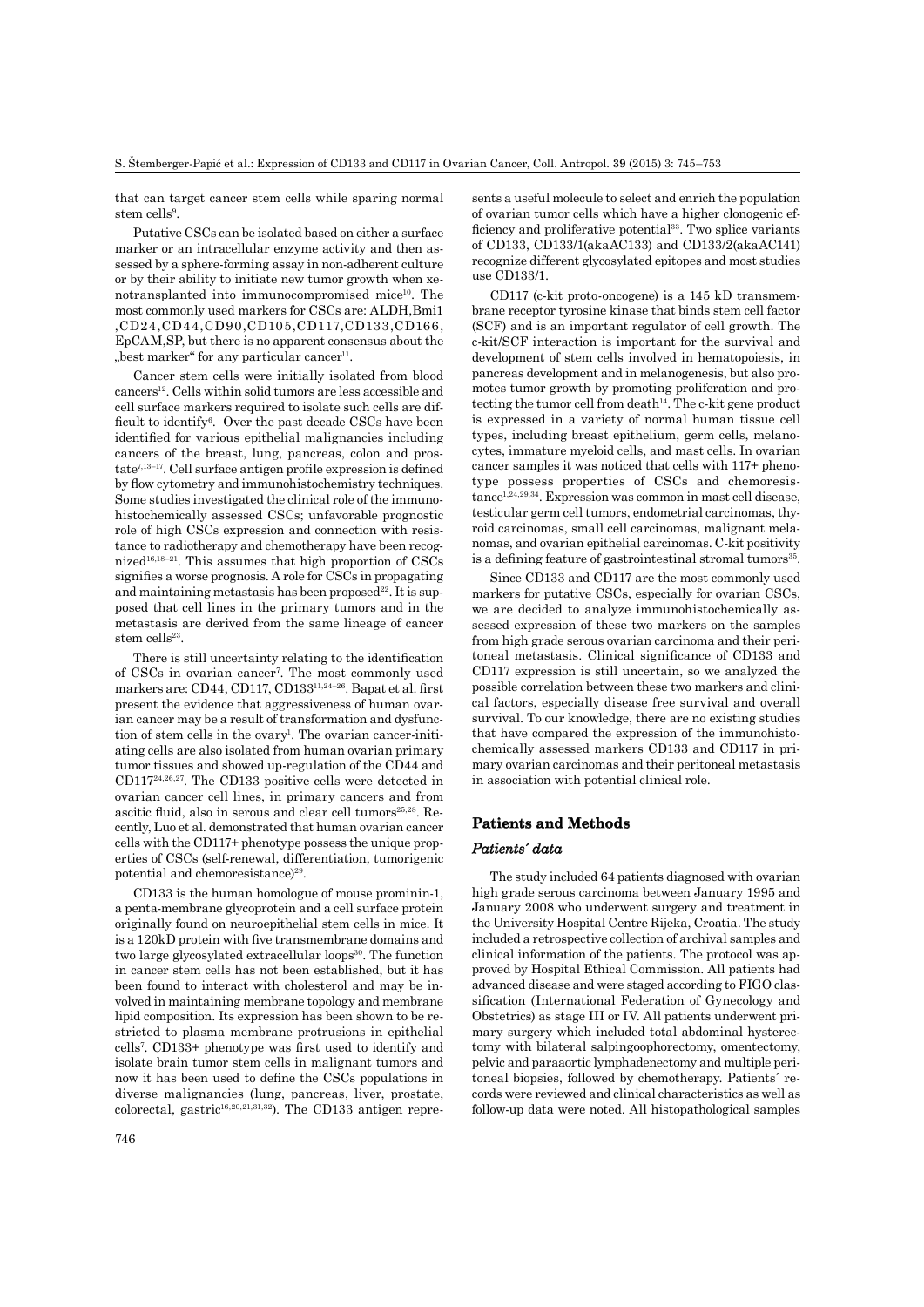that can target cancer stem cells while sparing normal stem cells[9].

Putative CSCs can be isolated based on either a surface marker or an intracellular enzyme activity and then assessed by a sphere-forming assay in non-adherent culture or by their ability to initiate new tumor growth when xenotransplanted into immunocompromised mice[10]. The most commonly used markers for CSCs are: ALDH,Bmi1 ,CD24,CD44,CD90,CD105,CD117,CD133,CD166, EpCAM,SP, but there is no apparent consensus about the „best marker" for any particular cancer[11].

Cancer stem cells were initially isolated from blood cancers[12]. Cells within solid tumors are less accessible and cell surface markers required to isolate such cells are difficult to identify[6]. Over the past decade CSCs have been identified for various epithelial malignancies including cancers of the breast, lung, pancreas, colon and prostate[7,13–17]. Cell surface antigen profile expression is defined by flow cytometry and immunohistochemistry techniques. Some studies investigated the clinical role of the immunohistochemically assessed CSCs; unfavorable prognostic role of high CSCs expression and connection with resistance to radiotherapy and chemotherapy have been recognized[16,18–21]. This assumes that high proportion of CSCs signifies a worse prognosis. A role for CSCs in propagating and maintaining metastasis has been proposed[22]. It is supposed that cell lines in the primary tumors and in the metastasis are derived from the same lineage of cancer stem cells[23].

There is still uncertainty relating to the identification of CSCs in ovarian cancer[7]. The most commonly used markers are: CD44, CD117, CD133[11,24–26]. Bapat et al. first present the evidence that aggressiveness of human ovarian cancer may be a result of transformation and dysfunction of stem cells in the ovary[1]. The ovarian cancer-initiating cells are also isolated from human ovarian primary tumor tissues and showed up-regulation of the CD44 and CD117[24,26,27]. The CD133 positive cells were detected in ovarian cancer cell lines, in primary cancers and from ascitic fluid, also in serous and clear cell tumors[25,28]. Recently, Luo et al. demonstrated that human ovarian cancer cells with the CD117+ phenotype possess the unique properties of CSCs (self-renewal, differentiation, tumorigenic potential and chemoresistance)[29].

CD133 is the human homologue of mouse prominin-1, a penta-membrane glycoprotein and a cell surface protein originally found on neuroepithelial stem cells in mice. It is a 120kD protein with five transmembrane domains and two large glycosylated extracellular loops[30]. The function in cancer stem cells has not been established, but it has been found to interact with cholesterol and may be involved in maintaining membrane topology and membrane lipid composition. Its expression has been shown to be restricted to plasma membrane protrusions in epithelial cells[7]. CD133+ phenotype was first used to identify and isolate brain tumor stem cells in malignant tumors and now it has been used to define the CSCs populations in diverse malignancies (lung, pancreas, liver, prostate, colorectal, gastric[16,20,21,31,32]). The CD133 antigen represents a useful molecule to select and enrich the population of ovarian tumor cells which have a higher clonogenic efficiency and proliferative potential[33]. Two splice variants of CD133, CD133/1(akaAC133) and CD133/2(akaAC141) recognize different glycosylated epitopes and most studies use CD133/1.

CD117 (c-kit proto-oncogene) is a 145 kD transmembrane receptor tyrosine kinase that binds stem cell factor (SCF) and is an important regulator of cell growth. The c-kit/SCF interaction is important for the survival and development of stem cells involved in hematopoiesis, in pancreas development and in melanogenesis, but also promotes tumor growth by promoting proliferation and protecting the tumor cell from death[14]. The c-kit gene product is expressed in a variety of normal human tissue cell types, including breast epithelium, germ cells, melanocytes, immature myeloid cells, and mast cells. In ovarian cancer samples it was noticed that cells with 117+ phenotype possess properties of CSCs and chemoresistance[1,24,29,34]. Expression was common in mast cell disease, testicular germ cell tumors, endometrial carcinomas, thyroid carcinomas, small cell carcinomas, malignant melanomas, and ovarian epithelial carcinomas. C-kit positivity is a defining feature of gastrointestinal stromal tumors[35].

Since CD133 and CD117 are the most commonly used markers for putative CSCs, especially for ovarian CSCs, we are decided to analyze immunohistochemically assessed expression of these two markers on the samples from high grade serous ovarian carcinoma and their peritoneal metastasis. Clinical significance of CD133 and CD117 expression is still uncertain, so we analyzed the possible correlation between these two markers and clinical factors, especially disease free survival and overall survival. To our knowledge, there are no existing studies that have compared the expression of the immunohistochemically assessed markers CD133 and CD117 in primary ovarian carcinomas and their peritoneal metastasis in association with potential clinical role.

## Patients and Methods

### *Patients´ data*

The study included 64 patients diagnosed with ovarian high grade serous carcinoma between January 1995 and January 2008 who underwent surgery and treatment in the University Hospital Centre Rijeka, Croatia. The study included a retrospective collection of archival samples and clinical information of the patients. The protocol was approved by Hospital Ethical Commission. All patients had advanced disease and were staged according to FIGO classification (International Federation of Gynecology and Obstetrics) as stage III or IV. All patients underwent primary surgery which included total abdominal hysterectomy with bilateral salpingoophorectomy, omentectomy, pelvic and paraaortic lymphadenectomy and multiple peritoneal biopsies, followed by chemotherapy. Patients´ records were reviewed and clinical characteristics as well as follow-up data were noted. All histopathological samples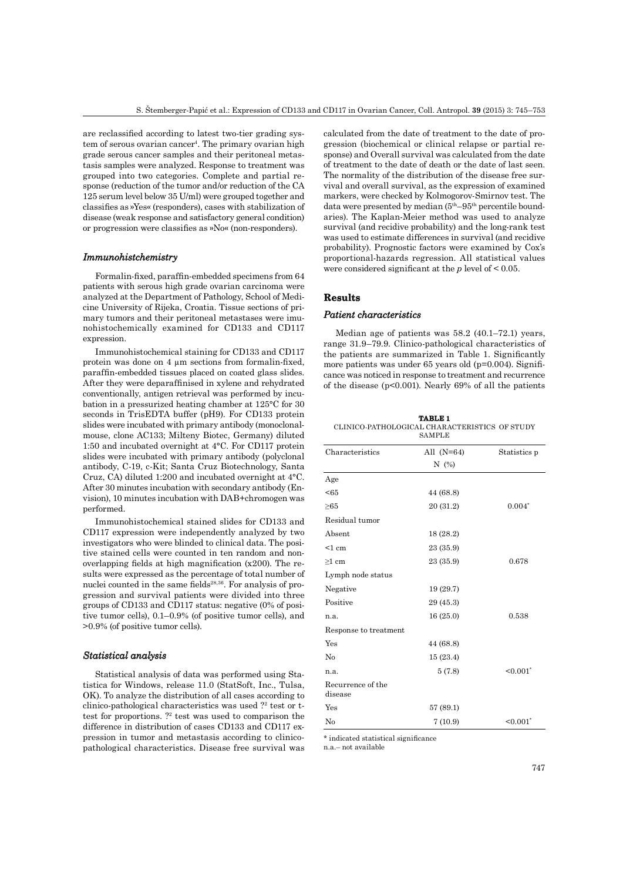are reclassified according to latest two-tier grading system of serous ovarian cancer[4]. The primary ovarian high grade serous cancer samples and their peritoneal metastasis samples were analyzed. Response to treatment was grouped into two categories. Complete and partial response (reduction of the tumor and/or reduction of the CA 125 serum level below 35 U/ml) were grouped together and classifies as »Yes« (responders), cases with stabilization of disease (weak response and satisfactory general condition) or progression were classifies as »No« (non-responders).

### *Immunohistchemistry*

Formalin-fixed, paraffin-embedded specimens from 64 patients with serous high grade ovarian carcinoma were analyzed at the Department of Pathology, School of Medicine University of Rijeka, Croatia. Tissue sections of primary tumors and their peritoneal metastases were imunohistochemically examined for CD133 and CD117 expression.

Immunohistochemical staining for CD133 and CD117 protein was done on 4 μm sections from formalin-fixed, paraffin-embedded tissues placed on coated glass slides. After they were deparaffinised in xylene and rehydrated conventionally, antigen retrieval was performed by incubation in a pressurized heating chamber at 125°C for 30 seconds in TrisEDTA buffer (pH9). For CD133 protein slides were incubated with primary antibody (monoclonal-mouse, clone AC133; Milteny Biotec, Germany) diluted 1:50 and incubated overnight at 4°C. For CD117 protein slides were incubated with primary antibody (polyclonal antibody, C-19, c-Kit; Santa Cruz Biotechnology, Santa Cruz, CA) diluted 1:200 and incubated overnight at 4°C. After 30 minutes incubation with secondary antibody (Envision), 10 minutes incubation with DAB+chromogen was performed.

Immunohistochemical stained slides for CD133 and CD117 expression were independently analyzed by two investigators who were blinded to clinical data. The positive stained cells were counted in ten random and non-overlapping fields at high magnification (x200). The results were expressed as the percentage of total number of nuclei counted in the same fields[28,36]. For analysis of progression and survival patients were divided into three groups of CD133 and CD117 status: negative (0% of positive tumor cells), 0.1–0.9% (of positive tumor cells), and >0.9% (of positive tumor cells).

### *Statistical analysis*

Statistical analysis of data was performed using Statistica for Windows, release 11.0 (StatSoft, Inc., Tulsa, OK). To analyze the distribution of all cases according to clinico-pathological characteristics was used ?[2] test or t-test for proportions. ?[2] test was used to comparison the difference in distribution of cases CD133 and CD117 expression in tumor and metastasis according to clinico-pathological characteristics. Disease free survival was calculated from the date of treatment to the date of progression (biochemical or clinical relapse or partial response) and Overall survival was calculated from the date of treatment to the date of death or the date of last seen. The normality of the distribution of the disease free survival and overall survival, as the expression of examined markers, were checked by Kolmogorov-Smirnov test. The data were presented by median ($5^{th}$–$95^{th}$ percentile boundaries). The Kaplan-Meier method was used to analyze survival (and recidive probability) and the long-rank test was used to estimate differences in survival (and recidive probability). Prognostic factors were examined by Cox's proportional-hazards regression. All statistical values were considered significant at the *p* level of < 0.05.

## Results

### *Patient characteristics*

Median age of patients was 58.2 (40.1–72.1) years, range 31.9–79.9. Clinico-pathological characteristics of the patients are summarized in Table 1. Significantly more patients was under 65 years old (p=0.004). Significance was noticed in response to treatment and recurrence of the disease (p<0.001). Nearly 69% of all the patients

**TABLE 1**
CLINICO-PATHOLOGICAL CHARACTERISTICS OF STUDY SAMPLE

| Characteristics | All (N=64) N (%) | Statistics p |
|---|---|---|
| Age | | |
| <65 | 44 (68.8) | |
| ≥65 | 20 (31.2) | 0.004* |
| Residual tumor | | |
| Absent | 18 (28.2) | |
| <1 cm | 23 (35.9) | |
| ≥1 cm | 23 (35.9) | 0.678 |
| Lymph node status | | |
| Negative | 19 (29.7) | |
| Positive | 29 (45.3) | |
| n.a. | 16 (25.0) | 0.538 |
| Response to treatment | | |
| Yes | 44 (68.8) | |
| No | 15 (23.4) | |
| n.a. | 5 (7.8) | <0.001* |
| Recurrence of the disease | | |
| Yes | 57 (89.1) | |
| No | 7 (10.9) | <0.001* |

\* indicated statistical significance
n.a.– not available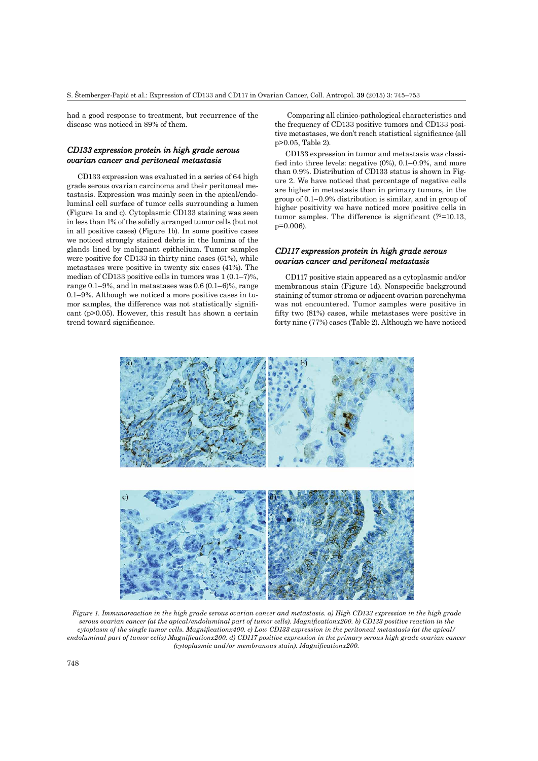had a good response to treatment, but recurrence of the disease was noticed in 89% of them.

### *CD133 expression protein in high grade serous ovarian cancer and peritoneal metastasis*

CD133 expression was evaluated in a series of 64 high grade serous ovarian carcinoma and their peritoneal metastasis. Expression was mainly seen in the apical/endoluminal cell surface of tumor cells surrounding a lumen (Figure 1a and c). Cytoplasmic CD133 staining was seen in less than 1% of the solidly arranged tumor cells (but not in all positive cases) (Figure 1b). In some positive cases we noticed strongly stained debris in the lumina of the glands lined by malignant epithelium. Tumor samples were positive for CD133 in thirty nine cases (61%), while metastases were positive in twenty six cases (41%). The median of CD133 positive cells in tumors was 1 (0.1–7)%, range 0.1–9%, and in metastases was 0.6 (0.1–6)%, range 0.1–9%. Although we noticed a more positive cases in tumor samples, the difference was not statistically significant ($p>0.05$). However, this result has shown a certain trend toward significance.

Comparing all clinico-pathological characteristics and the frequency of CD133 positive tumors and CD133 positive metastases, we don't reach statistical significance (all $p>0.05$, Table 2).

CD133 expression in tumor and metastasis was classified into three levels: negative (0%), 0.1–0.9%, and more than 0.9%. Distribution of CD133 status is shown in Figure 2. We have noticed that percentage of negative cells are higher in metastasis than in primary tumors, in the group of 0.1–0.9% distribution is similar, and in group of higher positivity we have noticed more positive cells in tumor samples. The difference is significant ($?^2$=10.13, $p=0.006$).

### *CD117 expression protein in high grade serous ovarian cancer and peritoneal metastasis*

CD117 positive stain appeared as a cytoplasmic and/or membranous stain (Figure 1d). Nonspecific background staining of tumor stroma or adjacent ovarian parenchyma was not encountered. Tumor samples were positive in fifty two (81%) cases, while metastases were positive in forty nine (77%) cases (Table 2). Although we have noticed

*Figure 1. Immunoreaction in the high grade serous ovarian cancer and metastasis. a) High CD133 expression in the high grade serous ovarian cancer (at the apical/endoluminal part of tumor cells). Magnificationx200. b) CD133 positive reaction in the cytoplasm of the single tumor cells. Magnificationx400. c) Low CD133 expression in the peritoneal metastasis (at the apical/endoluminal part of tumor cells) Magnificationx200. d) CD117 positive expression in the primary serous high grade ovarian cancer (cytoplasmic and/or membranous stain). Magnificationx200.*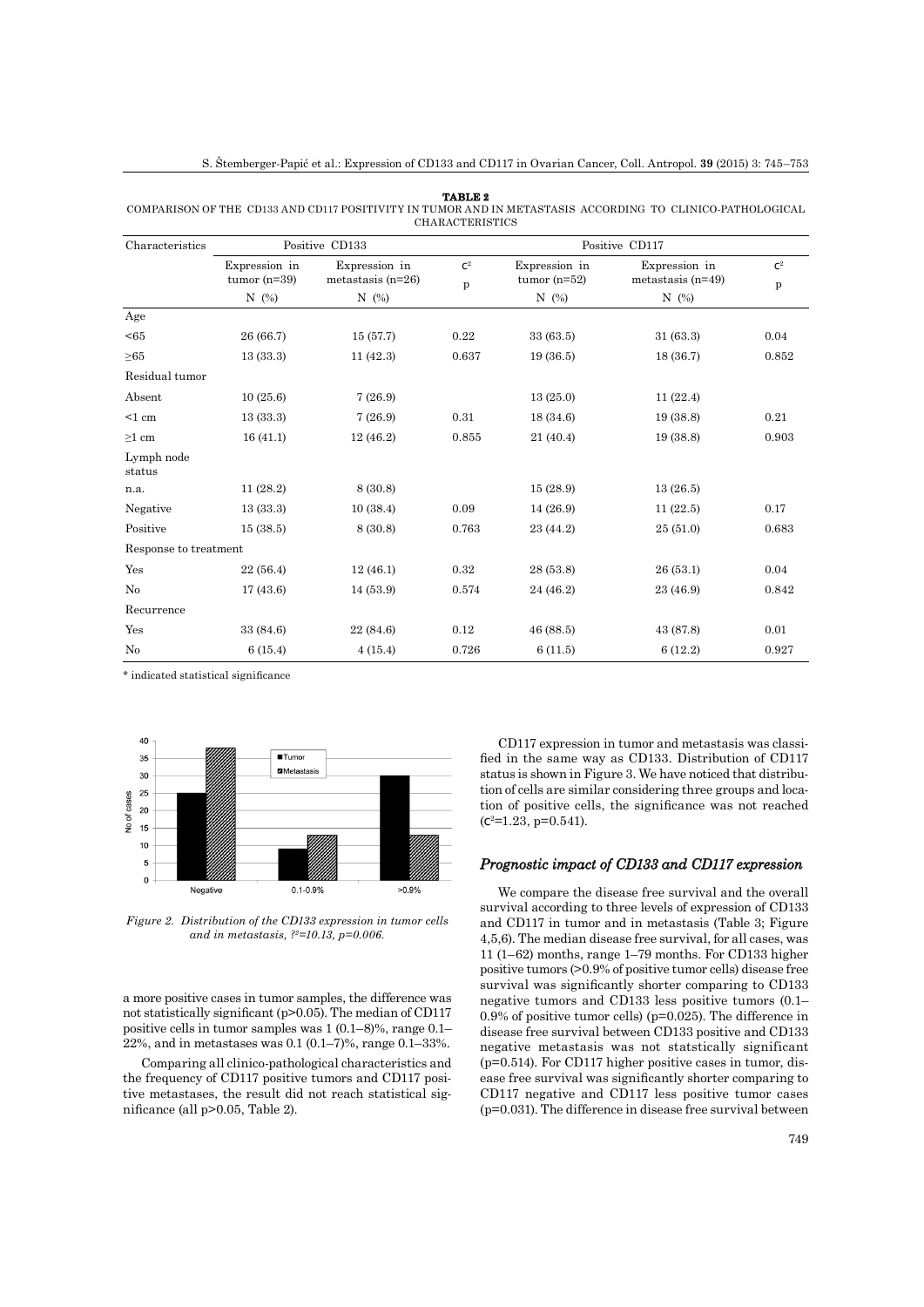**TABLE 2**
COMPARISON OF THE CD133 AND CD117 POSITIVITY IN TUMOR AND IN METASTASIS ACCORDING TO CLINICO-PATHOLOGICAL CHARACTERISTICS

| Characteristics | Positive CD133 | | | Positive CD117 | | |
|---|---|---|---|---|---|---|
| | Expression in tumor (n=39) N (%) | Expression in metastasis (n=26) N (%) | $\chi^2$ p | Expression in tumor (n=52) N (%) | Expression in metastasis (n=49) N (%) | $\chi^2$ p |
| Age | | | | | | |
| <65 | 26 (66.7) | 15 (57.7) | 0.22 | 33 (63.5) | 31 (63.3) | 0.04 |
| ≥65 | 13 (33.3) | 11 (42.3) | 0.637 | 19 (36.5) | 18 (36.7) | 0.852 |
| Residual tumor | | | | | | |
| Absent | 10 (25.6) | 7 (26.9) | | 13 (25.0) | 11 (22.4) | |
| <1 cm | 13 (33.3) | 7 (26.9) | 0.31 | 18 (34.6) | 19 (38.8) | 0.21 |
| ≥1 cm | 16 (41.1) | 12 (46.2) | 0.855 | 21 (40.4) | 19 (38.8) | 0.903 |
| Lymph node status | | | | | | |
| n.a. | 11 (28.2) | 8 (30.8) | | 15 (28.9) | 13 (26.5) | |
| Negative | 13 (33.3) | 10 (38.4) | 0.09 | 14 (26.9) | 11 (22.5) | 0.17 |
| Positive | 15 (38.5) | 8 (30.8) | 0.763 | 23 (44.2) | 25 (51.0) | 0.683 |
| Response to treatment | | | | | | |
| Yes | 22 (56.4) | 12 (46.1) | 0.32 | 28 (53.8) | 26 (53.1) | 0.04 |
| No | 17 (43.6) | 14 (53.9) | 0.574 | 24 (46.2) | 23 (46.9) | 0.842 |
| Recurrence | | | | | | |
| Yes | 33 (84.6) | 22 (84.6) | 0.12 | 46 (88.5) | 43 (87.8) | 0.01 |
| No | 6 (15.4) | 4 (15.4) | 0.726 | 6 (11.5) | 6 (12.2) | 0.927 |

\* indicated statistical significance

*Figure 2. Distribution of the CD133 expression in tumor cells and in metastasis, ?²=10.13, p=0.006.*

a more positive cases in tumor samples, the difference was not statistically significant (p>0.05). The median of CD117 positive cells in tumor samples was 1 (0.1–8)%, range 0.1–22%, and in metastases was 0.1 (0.1–7)%, range 0.1–33%.

Comparing all clinico-pathological characteristics and the frequency of CD117 positive tumors and CD117 positive metastases, the result did not reach statistical significance (all p>0.05, Table 2).

CD117 expression in tumor and metastasis was classified in the same way as CD133. Distribution of CD117 status is shown in Figure 3. We have noticed that distribution of cells are similar considering three groups and location of positive cells, the significance was not reached ($\chi^2$=1.23, p=0.541).

### *Prognostic impact of CD133 and CD117 expression*

We compare the disease free survival and the overall survival according to three levels of expression of CD133 and CD117 in tumor and in metastasis (Table 3; Figure 4,5,6). The median disease free survival, for all cases, was 11 (1–62) months, range 1–79 months. For CD133 higher positive tumors (>0.9% of positive tumor cells) disease free survival was significantly shorter comparing to CD133 negative tumors and CD133 less positive tumors (0.1–0.9% of positive tumor cells) (p=0.025). The difference in disease free survival between CD133 positive and CD133 negative metastasis was not statstically significant (p=0.514). For CD117 higher positive cases in tumor, disease free survival was significantly shorter comparing to CD117 negative and CD117 less positive tumor cases (p=0.031). The difference in disease free survival between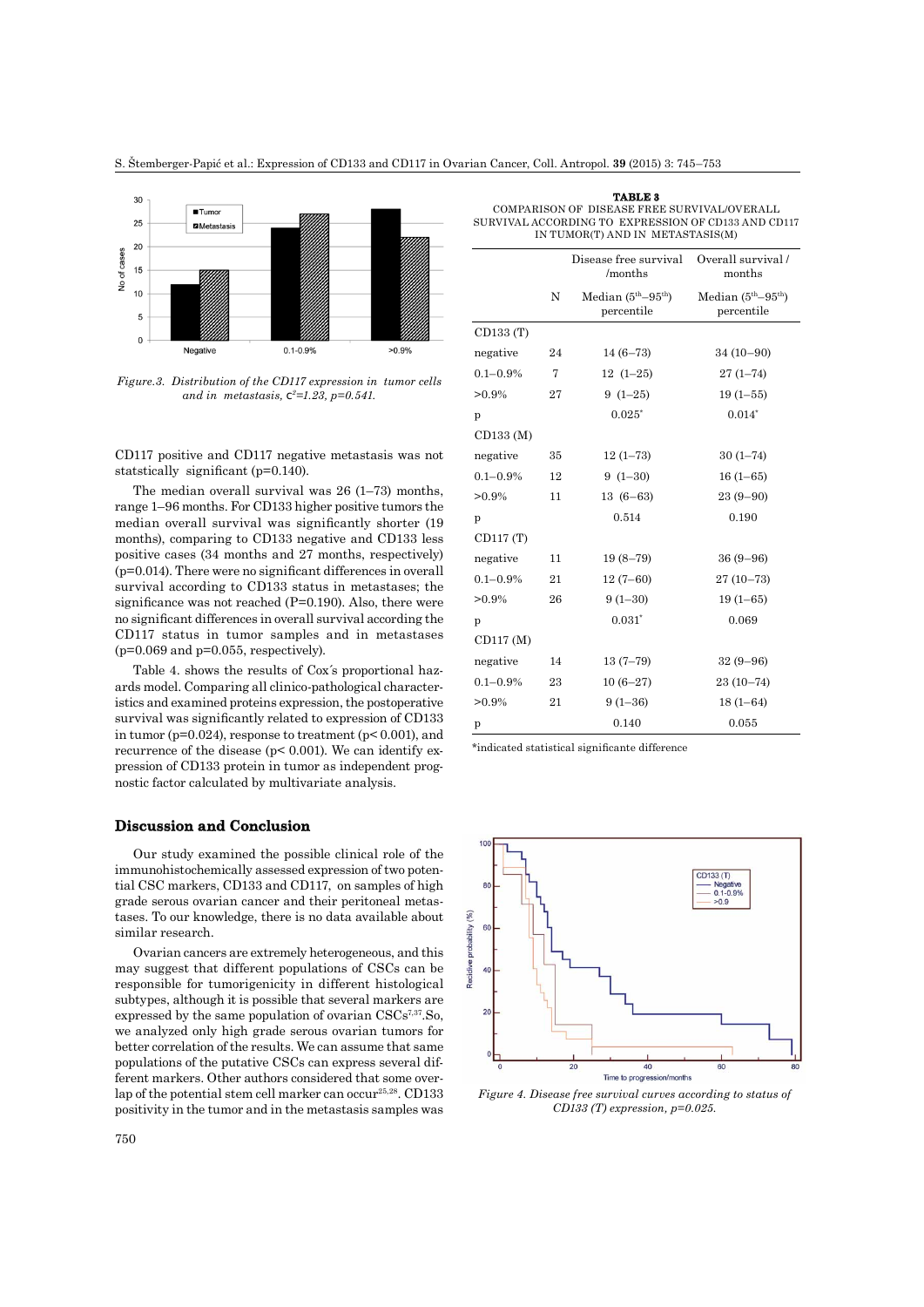Figure.3. Distribution of the CD117 expression in tumor cells and in metastasis, $\chi^2$=1.23, p=0.541.

CD117 positive and CD117 negative metastasis was not statstically significant (p=0.140).

The median overall survival was 26 (1–73) months, range 1–96 months. For CD133 higher positive tumors the median overall survival was significantly shorter (19 months), comparing to CD133 negative and CD133 less positive cases (34 months and 27 months, respectively) (p=0.014). There were no significant differences in overall survival according to CD133 status in metastases; the significance was not reached (P=0.190). Also, there were no significant differences in overall survival according the CD117 status in tumor samples and in metastases (p=0.069 and p=0.055, respectively).

Table 4. shows the results of Cox´s proportional hazards model. Comparing all clinico-pathological characteristics and examined proteins expression, the postoperative survival was significantly related to expression of CD133 in tumor (p=0.024), response to treatment (p< 0.001), and recurrence of the disease (p< 0.001). We can identify expression of CD133 protein in tumor as independent prognostic factor calculated by multivariate analysis.

**TABLE 3**
COMPARISON OF DISEASE FREE SURVIVAL/OVERALL SURVIVAL ACCORDING TO EXPRESSION OF CD133 AND CD117 IN TUMOR(T) AND IN METASTASIS(M)

| | N | Disease free survival /months<br>Median (5th–95th) percentile | Overall survival / months<br>Median (5th–95th) percentile |
|---|---|---|---|
| CD133 (T) | | | |
| negative | 24 | 14 (6–73) | 34 (10–90) |
| 0.1–0.9% | 7 | 12 (1–25) | 27 (1–74) |
| >0.9% | 27 | 9 (1–25) | 19 (1–55) |
| p | | 0.025* | 0.014* |
| CD133 (M) | | | |
| negative | 35 | 12 (1–73) | 30 (1–74) |
| 0.1–0.9% | 12 | 9 (1–30) | 16 (1–65) |
| >0.9% | 11 | 13 (6–63) | 23 (9–90) |
| p | | 0.514 | 0.190 |
| CD117 (T) | | | |
| negative | 11 | 19 (8–79) | 36 (9–96) |
| 0.1–0.9% | 21 | 12 (7–60) | 27 (10–73) |
| >0.9% | 26 | 9 (1–30) | 19 (1–65) |
| p | | 0.031* | 0.069 |
| CD117 (M) | | | |
| negative | 14 | 13 (7–79) | 32 (9–96) |
| 0.1–0.9% | 23 | 10 (6–27) | 23 (10–74) |
| >0.9% | 21 | 9 (1–36) | 18 (1–64) |
| p | | 0.140 | 0.055 |

*indicated statistical significante difference

## Discussion and Conclusion

Our study examined the possible clinical role of the immunohistochemically assessed expression of two potential CSC markers, CD133 and CD117, on samples of high grade serous ovarian cancer and their peritoneal metastases. To our knowledge, there is no data available about similar research.

Ovarian cancers are extremely heterogeneous, and this may suggest that different populations of CSCs can be responsible for tumorigenicity in different histological subtypes, although it is possible that several markers are expressed by the same population of ovarian CSCs[7,37].So, we analyzed only high grade serous ovarian tumors for better correlation of the results. We can assume that same populations of the putative CSCs can express several different markers. Other authors considered that some overlap of the potential stem cell marker can occur[25,28]. CD133 positivity in the tumor and in the metastasis samples was

Figure 4. Disease free survival curves according to status of CD133 (T) expression, p=0.025.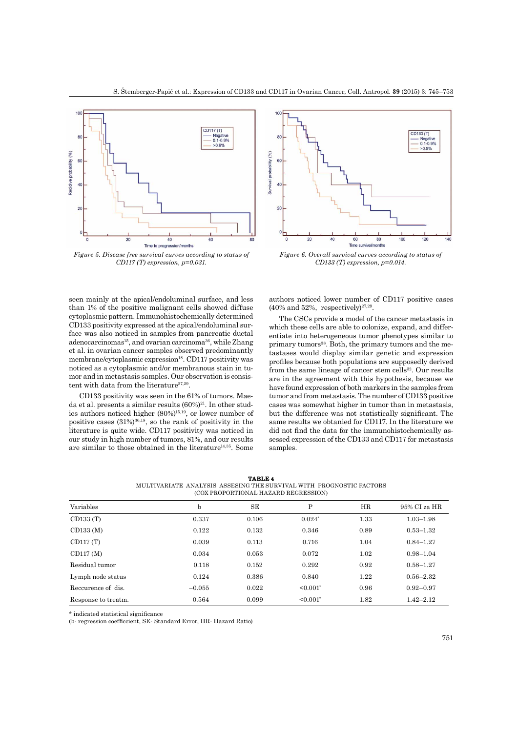*Figure 5. Disease free survival curves according to status of CD117 (T) expression, p=0.031.*

*Figure 6. Overall survival curves according to status of CD133 (T) expression, p=0.014.*

seen mainly at the apical/endoluminal surface, and less than 1% of the positive malignant cells showed diffuse cytoplasmic pattern. Immunohistochemically determined CD133 positivity expressed at the apical/endoluminal surface was also noticed in samples from pancreatic ductal adenocarcinomas[15], and ovarian carcinoma[36], while Zhang et al. in ovarian cancer samples observed predominantly membrane/cytoplasmic expression[18]. CD117 positivity was noticed as a cytoplasmic and/or membranous stain in tumor and in metastasis samples. Our observation is consistent with data from the literature[27,29].

CD133 positivity was seen in the 61% of tumors. Maeda et al. presents a similar results (60%)[21]. In other studies authors noticed higher (80%)[15,19], or lower number of positive cases (31%)[36,18], so the rank of positivity in the literature is quite wide. CD117 positivity was noticed in our study in high number of tumors, 81%, and our results are similar to those obtained in the literature[14,35]. Some authors noticed lower number of CD117 positive cases (40% and 52%, respectively)[27,29].

The CSCs provide a model of the cancer metastasis in which these cells are able to colonize, expand, and differentiate into heterogeneous tumor phenotypes similar to primary tumors[38]. Both, the primary tumors and the metastases would display similar genetic and expression profiles because both populations are supposedly derived from the same lineage of cancer stem cells[32]. Our results are in the agreement with this hypothesis, because we have found expression of both markers in the samples from tumor and from metastasis. The number of CD133 positive cases was somewhat higher in tumor than in metastasis, but the difference was not statistically significant. The same results we obtanied for CD117. In the literature we did not find the data for the immunohistochemically assessed expression of the CD133 and CD117 for metastasis samples.

**TABLE 4**
MULTIVARIATE ANALYSIS ASSESING THE SURVIVAL WITH PROGNOSTIC FACTORS (COX PROPORTIONAL HAZARD REGRESSION)

| Variables | b | SE | P | HR | 95% CI za HR |
|---|---|---|---|---|---|
| CD133 (T) | 0.337 | 0.106 | 0.024* | 1.33 | 1.03–1.98 |
| CD133 (M) | 0.122 | 0.132 | 0.346 | 0.89 | 0.53–1.32 |
| CD117 (T) | 0.039 | 0.113 | 0.716 | 1.04 | 0.84–1.27 |
| CD117 (M) | 0.034 | 0.053 | 0.072 | 1.02 | 0.98–1.04 |
| Residual tumor | 0.118 | 0.152 | 0.292 | 0.92 | 0.58–1.27 |
| Lymph node status | 0.124 | 0.386 | 0.840 | 1.22 | 0.56–2.32 |
| Reccurence of dis. | –0.055 | 0.022 | <0.001* | 0.96 | 0.92–0.97 |
| Response to treatm. | 0.564 | 0.099 | <0.001* | 1.82 | 1.42–2.12 |

* indicated statistical significance
(b- regression coefficcient, SE- Standard Error, HR- Hazard Ratio)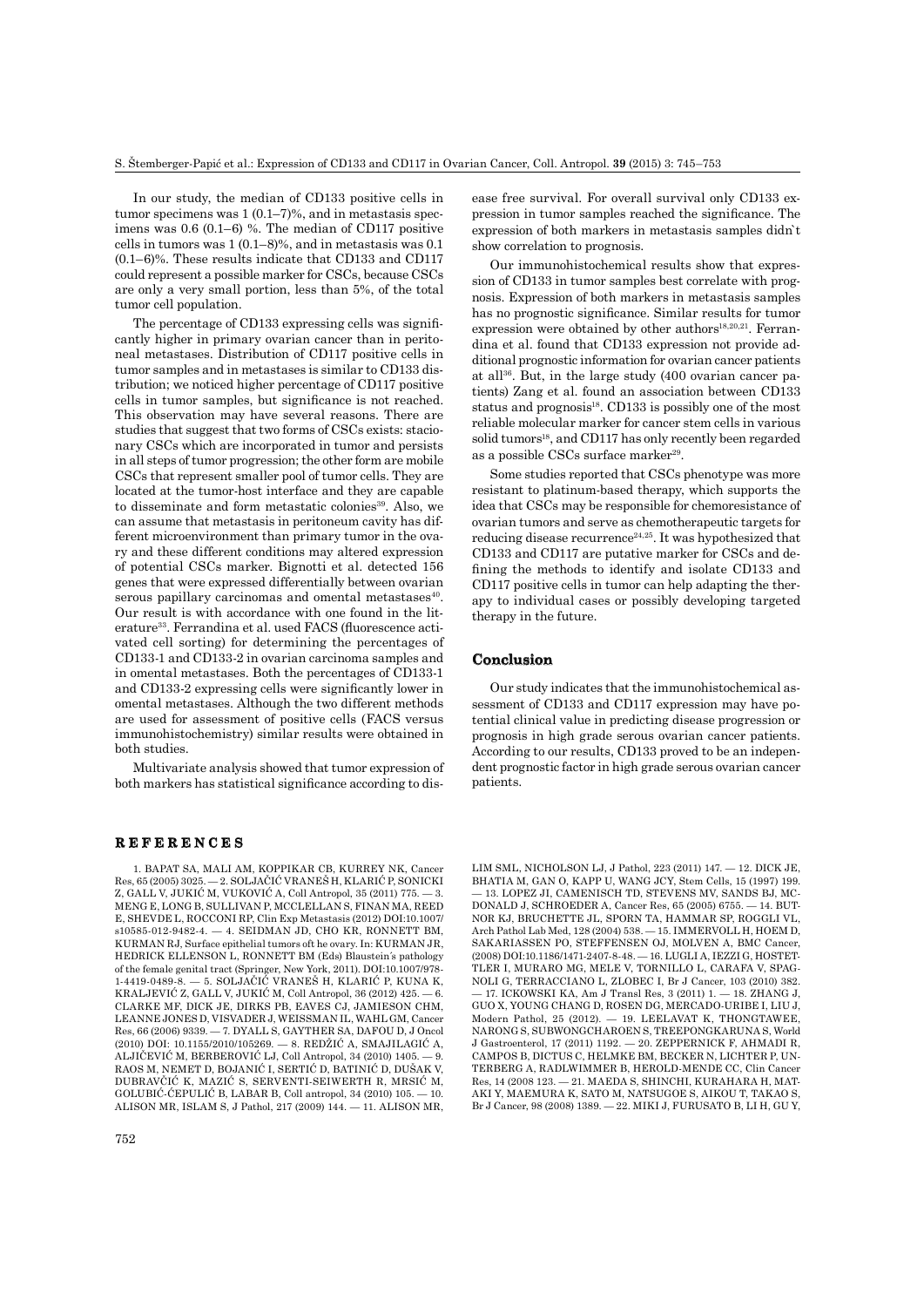In our study, the median of CD133 positive cells in tumor specimens was 1 (0.1–7)%, and in metastasis specimens was 0.6 (0.1–6) %. The median of CD117 positive cells in tumors was 1 (0.1–8)%, and in metastasis was 0.1 (0.1–6)%. These results indicate that CD133 and CD117 could represent a possible marker for CSCs, because CSCs are only a very small portion, less than 5%, of the total tumor cell population.

The percentage of CD133 expressing cells was significantly higher in primary ovarian cancer than in peritoneal metastases. Distribution of CD117 positive cells in tumor samples and in metastases is similar to CD133 distribution; we noticed higher percentage of CD117 positive cells in tumor samples, but significance is not reached. This observation may have several reasons. There are studies that suggest that two forms of CSCs exists: stacionary CSCs which are incorporated in tumor and persists in all steps of tumor progression; the other form are mobile CSCs that represent smaller pool of tumor cells. They are located at the tumor-host interface and they are capable to disseminate and form metastatic colonies[39]. Also, we can assume that metastasis in peritoneum cavity has different microenvironment than primary tumor in the ovary and these different conditions may altered expression of potential CSCs marker. Bignotti et al. detected 156 genes that were expressed differentially between ovarian serous papillary carcinomas and omental metastases[40]. Our result is with accordance with one found in the literature[33]. Ferrandina et al. used FACS (fluorescence activated cell sorting) for determining the percentages of CD133-1 and CD133-2 in ovarian carcinoma samples and in omental metastases. Both the percentages of CD133-1 and CD133-2 expressing cells were significantly lower in omental metastases. Although the two different methods are used for assessment of positive cells (FACS versus immunohistochemistry) similar results were obtained in both studies.

Multivariate analysis showed that tumor expression of both markers has statistical significance according to disease free survival. For overall survival only CD133 expression in tumor samples reached the significance. The expression of both markers in metastasis samples didn`t show correlation to prognosis.

Our immunohistochemical results show that expression of CD133 in tumor samples best correlate with prognosis. Expression of both markers in metastasis samples has no prognostic significance. Similar results for tumor expression were obtained by other authors[18,20,21]. Ferrandina et al. found that CD133 expression not provide additional prognostic information for ovarian cancer patients at all[36]. But, in the large study (400 ovarian cancer patients) Zang et al. found an association between CD133 status and prognosis[18]. CD133 is possibly one of the most reliable molecular marker for cancer stem cells in various solid tumors[18], and CD117 has only recently been regarded as a possible CSCs surface marker[29].

Some studies reported that CSCs phenotype was more resistant to platinum-based therapy, which supports the idea that CSCs may be responsible for chemoresistance of ovarian tumors and serve as chemotherapeutic targets for reducing disease recurrence[24,25]. It was hypothesized that CD133 and CD117 are putative marker for CSCs and defining the methods to identify and isolate CD133 and CD117 positive cells in tumor can help adapting the therapy to individual cases or possibly developing targeted therapy in the future.

## Conclusion

Our study indicates that the immunohistochemical assessment of CD133 and CD117 expression may have potential clinical value in predicting disease progression or prognosis in high grade serous ovarian cancer patients. According to our results, CD133 proved to be an independent prognostic factor in high grade serous ovarian cancer patients.

## REFERENCES

1. BAPAT SA, MALI AM, KOPPIKAR CB, KURREY NK, Cancer Res, 65 (2005) 3025. — 2. SOLJAČIĆ VRANEŠ H, KLARIĆ P, SONICKI Z, GALL V, JUKIĆ M, VUKOVIĆ A, Coll Antropol, 35 (2011) 775. — 3. MENG E, LONG B, SULLIVAN P, MCCLELLAN S, FINAN MA, REED E, SHEVDE L, ROCCONI RP, Clin Exp Metastasis (2012) DOI:10.1007/s10585-012-9482-4. — 4. SEIDMAN JD, CHO KR, RONNETT BM, KURMAN RJ, Surface epithelial tumors oft he ovary. In: KURMAN JR, HEDRICK ELLENSON L, RONNETT BM (Eds) Blaustein´s pathology of the female genital tract (Springer, New York, 2011). DOI:10.1007/978-1-4419-0489-8. — 5. SOLJAČIĆ VRANEŠ H, KLARIĆ P, KUNA K, KRALJEVIĆ Z, GALL V, JUKIĆ M, Coll Antropol, 36 (2012) 425. — 6. CLARKE MF, DICK JE, DIRKS PB, EAVES CJ, JAMIESON CHM, LEANNE JONES D, VISVADER J, WEISSMAN IL, WAHL GM, Cancer Res, 66 (2006) 9339. — 7. DYALL S, GAYTHER SA, DAFOU D, J Oncol (2010) DOI: 10.1155/2010/105269. — 8. REDŽIĆ A, SMAJILAGIĆ A, ALJIČEVIĆ M, BERBEROVIĆ LJ, Coll Antropol, 34 (2010) 1405. — 9. RAOS M, NEMET D, BOJANIĆ I, SERTIĆ D, BATINIĆ D, DUŠAK V, DUBRAVČIĆ K, MAZIĆ S, SERVENTI-SEIWERTH R, MRSIĆ M, GOLUBIĆ-ĆEPULIĆ B, LABAR B, Coll antropol, 34 (2010) 105. — 10. ALISON MR, ISLAM S, J Pathol, 217 (2009) 144. — 11. ALISON MR, LIM SML, NICHOLSON LJ, J Pathol, 223 (2011) 147. — 12. DICK JE, BHATIA M, GAN O, KAPP U, WANG JCY, Stem Cells, 15 (1997) 199. — 13. LOPEZ JI, CAMENISCH TD, STEVENS MV, SANDS BJ, MCDONALD J, SCHROEDER A, Cancer Res, 65 (2005) 6755. — 14. BUTNOR KJ, BRUCHETTE JL, SPORN TA, HAMMAR SP, ROGGLI VL, Arch Pathol Lab Med, 128 (2004) 538. — 15. IMMERVOLL H, HOEM D, SAKARIASSEN PO, STEFFENSEN OJ, MOLVEN A, BMC Cancer, (2008) DOI:10.1186/1471-2407-8-48. — 16. LUGLI A, IEZZI G, HOSTETTLER I, MURARO MG, MELE V, TORNILLO L, CARAFA V, SPAGNOLI G, TERRACCIANO L, ZLOBEC I, Br J Cancer, 103 (2010) 382. — 17. ICKOWSKI KA, Am J Transl Res, 3 (2011) 1. — 18. ZHANG J, GUO X, YOUNG CHANG D, ROSEN DG, MERCADO-URIBE I, LIU J, Modern Pathol, 25 (2012). — 19. LEELAVAT K, THONGTAWEE, NARONG S, SUBWONGCHAROEN S, TREEPONGKARUNA S, World J Gastroenterol, 17 (2011) 1192. — 20. ZEPPERNICK F, AHMADI R, CAMPOS B, DICTUS C, HELMKE BM, BECKER N, LICHTER P, UNTERBERG A, RADLWIMMER B, HEROLD-MENDE CC, Clin Cancer Res, 14 (2008 123. — 21. MAEDA S, SHINCHI, KURAHARA H, MATAKI Y, MAEMURA K, SATO M, NATSUGOE S, AIKOU T, TAKAO S, Br J Cancer, 98 (2008) 1389. — 22. MIKI J, FURUSATO B, LI H, GU Y,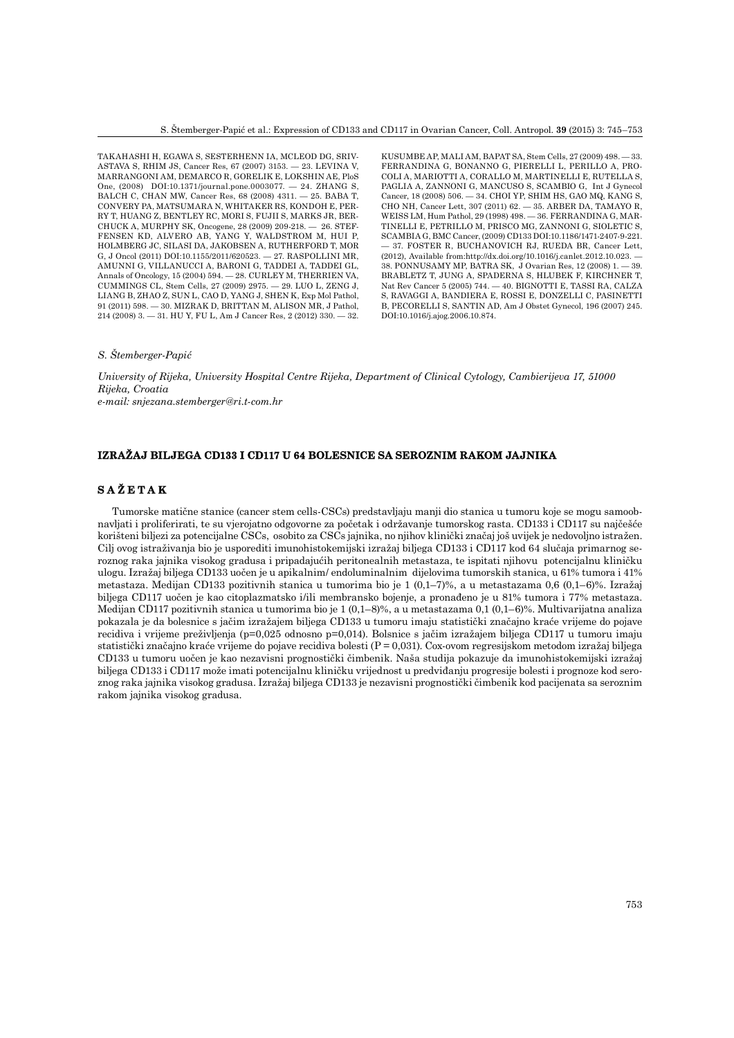TAKAHASHI H, EGAWA S, SESTERHENN IA, MCLEOD DG, SRIVASTAVA S, RHIM JS, Cancer Res, 67 (2007) 3153. — 23. LEVINA V, MARRANGONI AM, DEMARCO R, GORELIK E, LOKSHIN AE, PloS One, (2008) DOI:10.1371/journal.pone.0003077. — 24. ZHANG S, BALCH C, CHAN MW, Cancer Res, 68 (2008) 4311. — 25. BABA T, CONVERY PA, MATSUMARA N, WHITAKER RS, KONDOH E, PERRY T, HUANG Z, BENTLEY RC, MORI S, FUJII S, MARKS JR, BERCHUCK A, MURPHY SK, Oncogene, 28 (2009) 209-218. — 26. STEFFENSEN KD, ALVERO AB, YANG Y, WALDSTROM M, HUI P, HOLMBERG JC, SILASI DA, JAKOBSEN A, RUTHERFORD T, MOR G, J Oncol (2011) DOI:10.1155/2011/620523. — 27. RASPOLLINI MR, AMUNNI G, VILLANUCCI A, BARONI G, TADDEI A, TADDEI GL, Annals of Oncology, 15 (2004) 594. — 28. CURLEY M, THERRIEN VA, CUMMINGS CL, Stem Cells, 27 (2009) 2975. — 29. LUO L, ZENG J, LIANG B, ZHAO Z, SUN L, CAO D, YANG J, SHEN K, Exp Mol Pathol, 91 (2011) 598. — 30. MIZRAK D, BRITTAN M, ALISON MR, J Pathol, 214 (2008) 3. — 31. HU Y, FU L, Am J Cancer Res, 2 (2012) 330. — 32. KUSUMBE AP, MALI AM, BAPAT SA, Stem Cells, 27 (2009) 498. — 33. FERRANDINA G, BONANNO G, PIERELLI L, PERILLO A, PROCOLI A, MARIOTTI A, CORALLO M, MARTINELLI E, RUTELLA S, PAGLIA A, ZANNONI G, MANCUSO S, SCAMBIO G, Int J Gynecol Cancer, 18 (2008) 506. — 34. CHOI YP, SHIM HS, GAO MQ, KANG S, CHO NH, Cancer Lett, 307 (2011) 62. — 35. ARBER DA, TAMAYO R, WEISS LM, Hum Pathol, 29 (1998) 498. — 36. FERRANDINA G, MARTINELLI E, PETRILLO M, PRISCO MG, ZANNONI G, SIOLETIC S, SCAMBIA G, BMC Cancer, (2009) CD133 DOI:10.1186/1471-2407-9-221. — 37. FOSTER R, BUCHANOVICH RJ, RUEDA BR, Cancer Lett, (2012), Available from:http://dx.doi.org/10.1016/j.canlet.2012.10.023. — 38. PONNUSAMY MP, BATRA SK, J Ovarian Res, 12 (2008) 1. — 39. BRABLETZ T, JUNG A, SPADERNA S, HLUBEK F, KIRCHNER T, Nat Rev Cancer 5 (2005) 744. — 40. BIGNOTTI E, TASSI RA, CALZA S, RAVAGGI A, BANDIERA E, ROSSI E, DONZELLI C, PASINETTI B, PECORELLI S, SANTIN AD, Am J Obstet Gynecol, 196 (2007) 245. DOI:10.1016/j.ajog.2006.10.874.

*S. Štemberger-Papić*

*University of Rijeka, University Hospital Centre Rijeka, Department of Clinical Cytology, Cambierijeva 17, 51000 Rijeka, Croatia*
*e-mail: snjezana.stemberger@ri.t-com.hr*

## IZRAŽAJ BILJEGA CD133 I CD117 U 64 BOLESNICE SA SEROZNIM RAKOM JAJNIKA

## S A Ž E T A K

Tumorske matične stanice (cancer stem cells-CSCs) predstavljaju manji dio stanica u tumoru koje se mogu samoobnavljati i proliferirati, te su vjerojatno odgovorne za početak i održavanje tumorskog rasta. CD133 i CD117 su najčešće korišteni biljezi za potencijalne CSCs, osobito za CSCs jajnika, no njihov klinički značaj još uvijek je nedovoljno istražen. Cilj ovog istraživanja bio je usporediti imunohistokemijski izražaj biljega CD133 i CD117 kod 64 slučaja primarnog seroznog raka jajnika visokog gradusa i pripadajućih peritonealnih metastaza, te ispitati njihovu potencijalnu kliničku ulogu. Izražaj biljega CD133 uočen je u apikalnim/ endoluminalnim dijelovima tumorskih stanica, u 61% tumora i 41% metastaza. Medijan CD133 pozitivnih stanica u tumorima bio je 1 (0,1–7)%, a u metastazama 0,6 (0,1–6)%. Izražaj biljega CD117 uočen je kao citoplazmatsko i/ili membransko bojenje, a pronađeno je u 81% tumora i 77% metastaza. Medijan CD117 pozitivnih stanica u tumorima bio je 1 (0,1–8)%, a u metastazama 0,1 (0,1–6)%. Multivarijatna analiza pokazala je da bolesnice s jačim izražajem biljega CD133 u tumoru imaju statistički značajno kraće vrijeme do pojave recidiva i vrijeme preživljenja (p=0,025 odnosno p=0,014). Bolsnice s jačim izražajem biljega CD117 u tumoru imaju statistički značajno kraće vrijeme do pojave recidiva bolesti (P = 0,031). Cox-ovom regresijskom metodom izražaj biljega CD133 u tumoru uočen je kao nezavisni prognostički čimbenik. Naša studija pokazuje da imunohistokemijski izražaj biljega CD133 i CD117 može imati potencijalnu kliničku vrijednost u predviđanju progresije bolesti i prognoze kod seroznog raka jajnika visokog gradusa. Izražaj biljega CD133 je nezavisni prognostički čimbenik kod pacijenata sa seroznim rakom jajnika visokog gradusa.